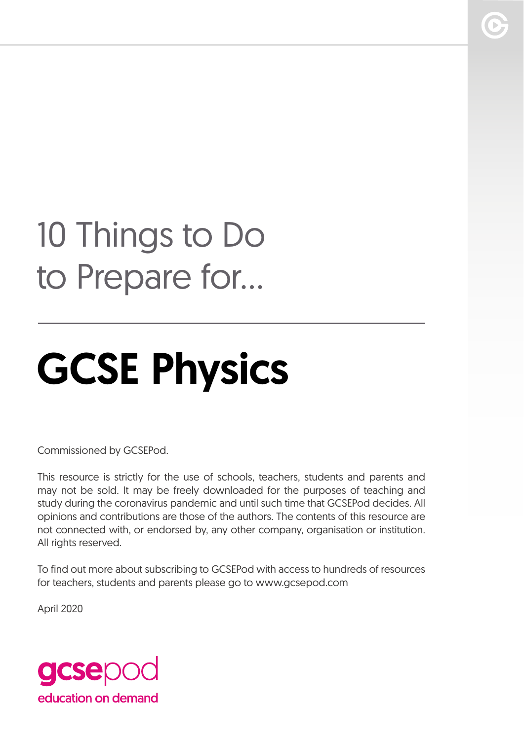# 10 Things to Do to Prepare for...

# GCSE Physics

Commissioned by GCSEPod.

This resource is strictly for the use of schools, teachers, students and parents and may not be sold. It may be freely downloaded for the purposes of teaching and study during the coronavirus pandemic and until such time that GCSEPod decides. All opinions and contributions are those of the authors. The contents of this resource are not connected with, or endorsed by, any other company, organisation or institution. All rights reserved.

To find out more about subscribing to GCSEPod with access to hundreds of resources for teachers, students and parents please go to www.gcsepod.com

April 2020

gcsepod
education on demand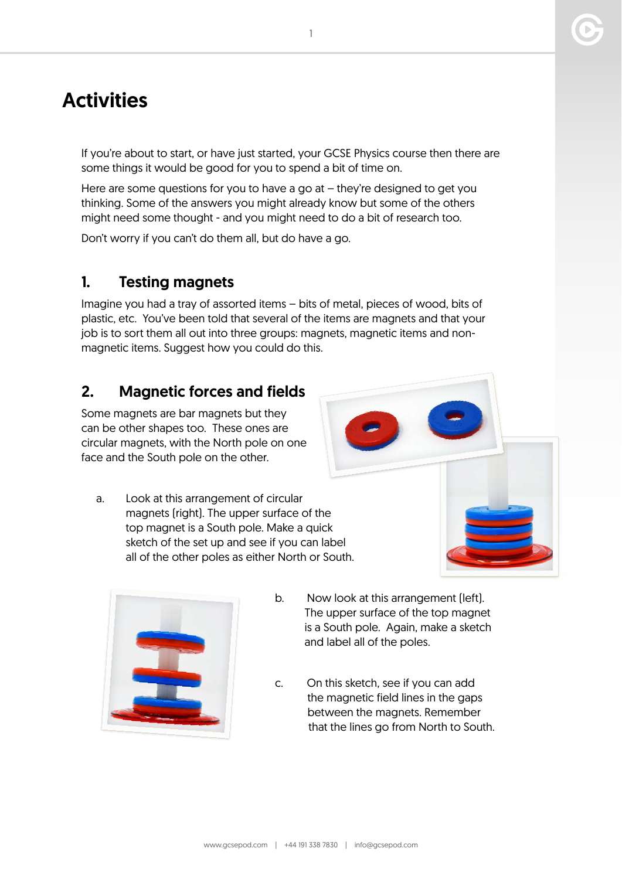# Activities

If you're about to start, or have just started, your GCSE Physics course then there are some things it would be good for you to spend a bit of time on.

Here are some questions for you to have a go at – they're designed to get you thinking. Some of the answers you might already know but some of the others might need some thought - and you might need to do a bit of research too.

Don't worry if you can't do them all, but do have a go.

## 1. Testing magnets

Imagine you had a tray of assorted items – bits of metal, pieces of wood, bits of plastic, etc. You've been told that several of the items are magnets and that your job is to sort them all out into three groups: magnets, magnetic items and non-magnetic items. Suggest how you could do this.

## 2. Magnetic forces and fields

Some magnets are bar magnets but they can be other shapes too. These ones are circular magnets, with the North pole on one face and the South pole on the other.

a. Look at this arrangement of circular magnets (right). The upper surface of the top magnet is a South pole. Make a quick sketch of the set up and see if you can label all of the other poles as either North or South.

b. Now look at this arrangement (left). The upper surface of the top magnet is a South pole. Again, make a sketch and label all of the poles.

c. On this sketch, see if you can add the magnetic field lines in the gaps between the magnets. Remember that the lines go from North to South.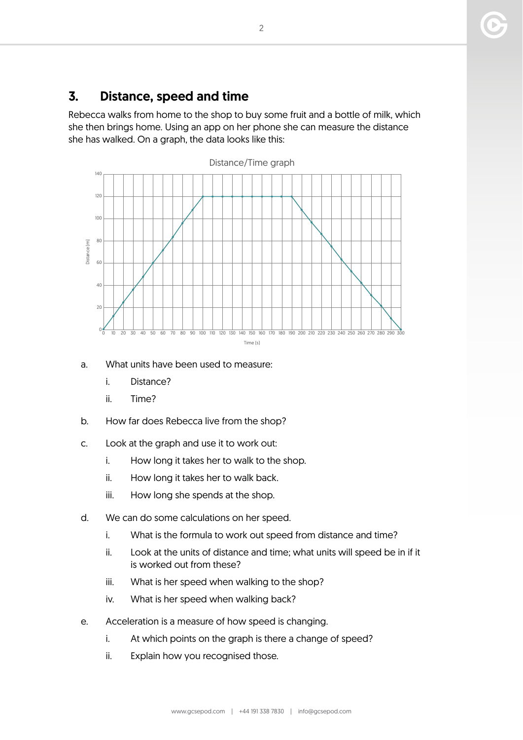## 3. Distance, speed and time

Rebecca walks from home to the shop to buy some fruit and a bottle of milk, which she then brings home. Using an app on her phone she can measure the distance she has walked. On a graph, the data looks like this:

Distance/Time graph

a. What units have been used to measure:

  i. Distance?

  ii. Time?

b. How far does Rebecca live from the shop?

c. Look at the graph and use it to work out:

  i. How long it takes her to walk to the shop.

  ii. How long it takes her to walk back.

  iii. How long she spends at the shop.

d. We can do some calculations on her speed.

  i. What is the formula to work out speed from distance and time?

  ii. Look at the units of distance and time; what units will speed be in if it is worked out from these?

  iii. What is her speed when walking to the shop?

  iv. What is her speed when walking back?

e. Acceleration is a measure of how speed is changing.

  i. At which points on the graph is there a change of speed?

  ii. Explain how you recognised those.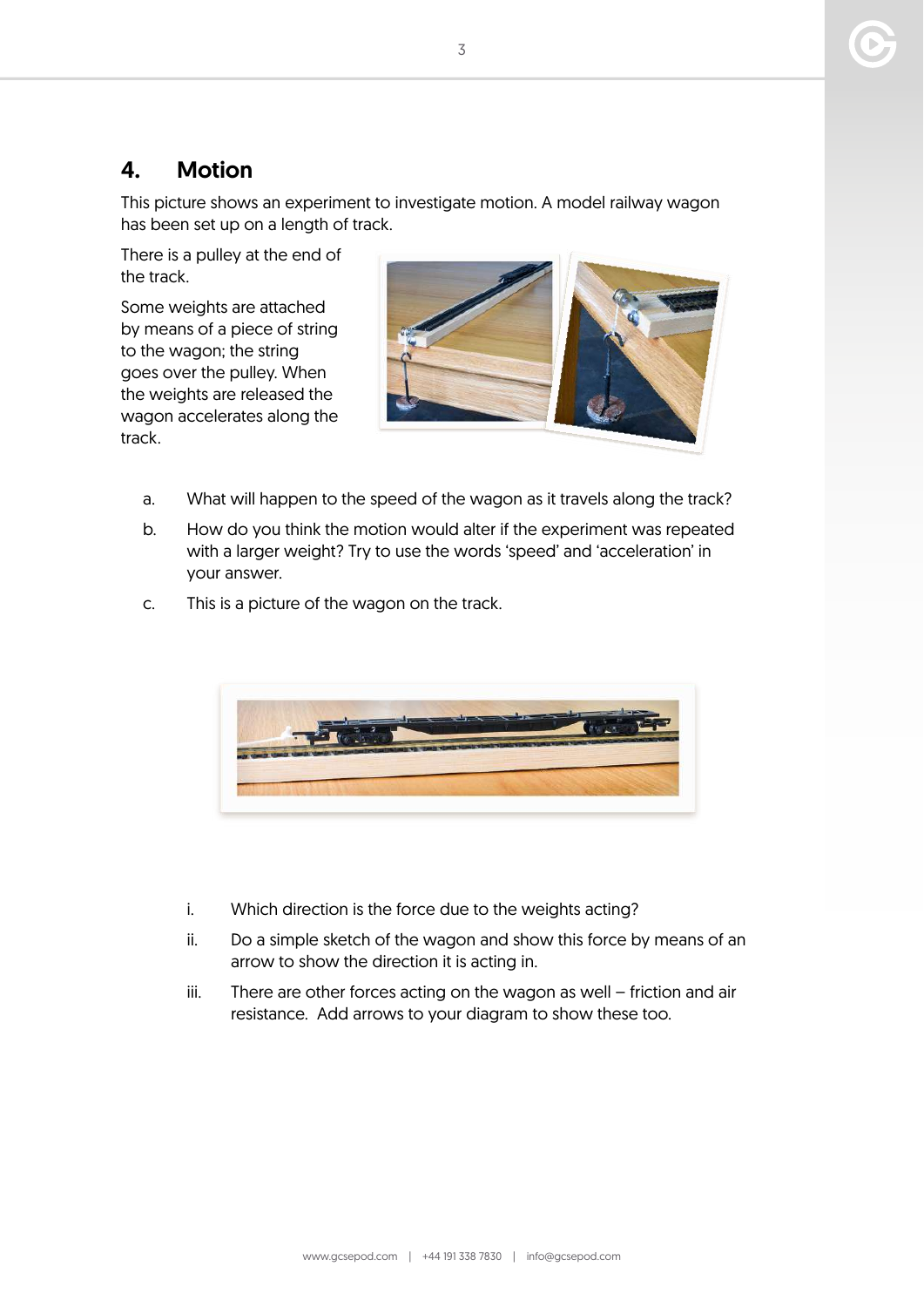## 4. Motion

This picture shows an experiment to investigate motion. A model railway wagon has been set up on a length of track.

There is a pulley at the end of the track.

Some weights are attached by means of a piece of string to the wagon; the string goes over the pulley. When the weights are released the wagon accelerates along the track.

a. What will happen to the speed of the wagon as it travels along the track?

b. How do you think the motion would alter if the experiment was repeated with a larger weight? Try to use the words 'speed' and 'acceleration' in your answer.

c. This is a picture of the wagon on the track.

   i. Which direction is the force due to the weights acting?

   ii. Do a simple sketch of the wagon and show this force by means of an arrow to show the direction it is acting in.

   iii. There are other forces acting on the wagon as well – friction and air resistance. Add arrows to your diagram to show these too.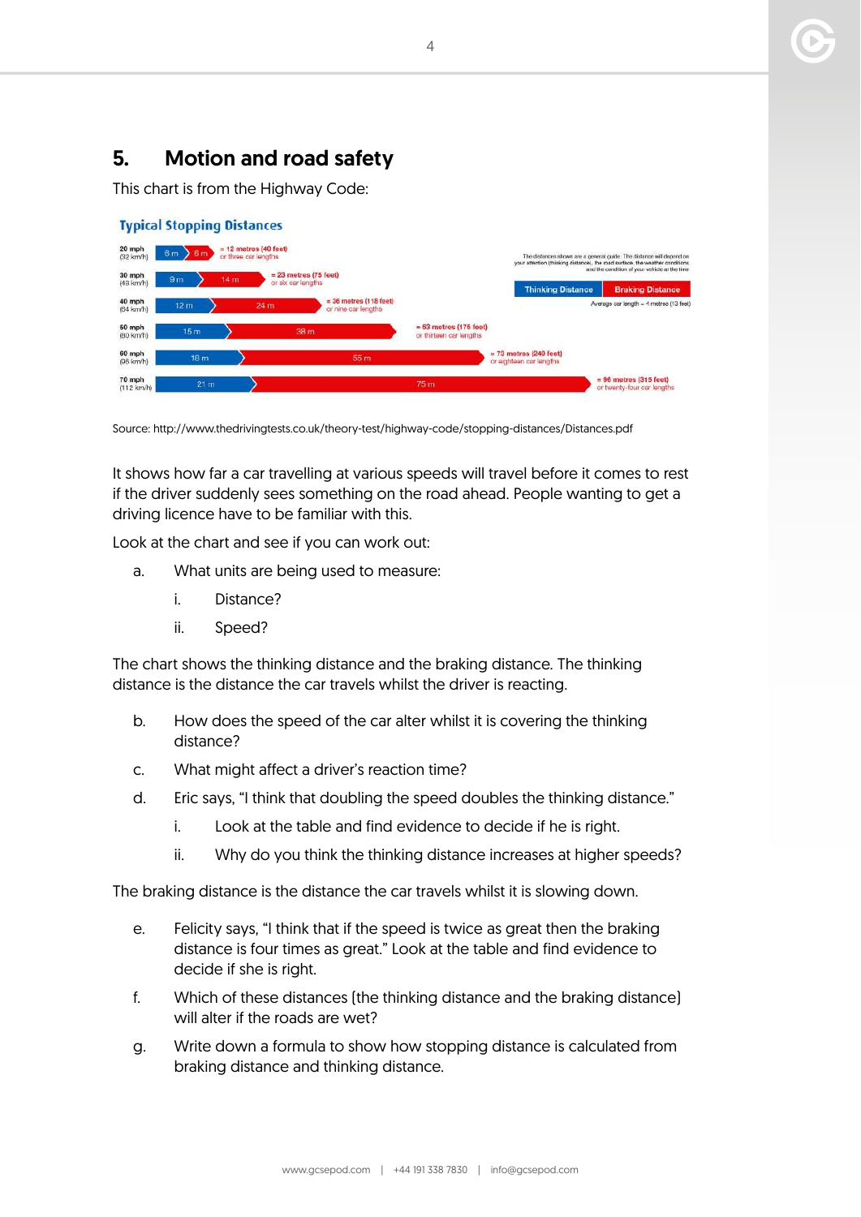## 5. Motion and road safety

This chart is from the Highway Code:

**Typical Stopping Distances**

| Speed | Thinking Distance | Braking Distance | Stopping Distance |
|---|---|---|---|
| 20 mph (32 km/h) | 6 m | 6 m | = 12 metres (40 feet) or three car lengths |
| 30 mph (48 km/h) | 9 m | 14 m | = 23 metres (75 feet) or six car lengths |
| 40 mph (64 km/h) | 12 m | 24 m | = 36 metres (118 feet) or nine car lengths |
| 50 mph (80 km/h) | 15 m | 38 m | = 53 metres (175 feet) or thirteen car lengths |
| 60 mph (96 km/h) | 18 m | 55 m | = 73 metres (240 feet) or eighteen car lengths |
| 70 mph (112 km/h) | 21 m | 75 m | = 96 metres (315 feet) or twenty-four car lengths |

The distances shown are a general guide. The distance will depend on your attention (thinking distance), the road surface, the weather conditions and the condition of your vehicle at the time

Average car length = 4 metres (13 feet)

Source: http://www.thedrivingtests.co.uk/theory-test/highway-code/stopping-distances/Distances.pdf

It shows how far a car travelling at various speeds will travel before it comes to rest if the driver suddenly sees something on the road ahead. People wanting to get a driving licence have to be familiar with this.

Look at the chart and see if you can work out:

a. What units are being used to measure:
   i. Distance?
   ii. Speed?

The chart shows the thinking distance and the braking distance. The thinking distance is the distance the car travels whilst the driver is reacting.

b. How does the speed of the car alter whilst it is covering the thinking distance?

c. What might affect a driver's reaction time?

d. Eric says, "I think that doubling the speed doubles the thinking distance."
   i. Look at the table and find evidence to decide if he is right.
   ii. Why do you think the thinking distance increases at higher speeds?

The braking distance is the distance the car travels whilst it is slowing down.

e. Felicity says, "I think that if the speed is twice as great then the braking distance is four times as great." Look at the table and find evidence to decide if she is right.

f. Which of these distances (the thinking distance and the braking distance) will alter if the roads are wet?

g. Write down a formula to show how stopping distance is calculated from braking distance and thinking distance.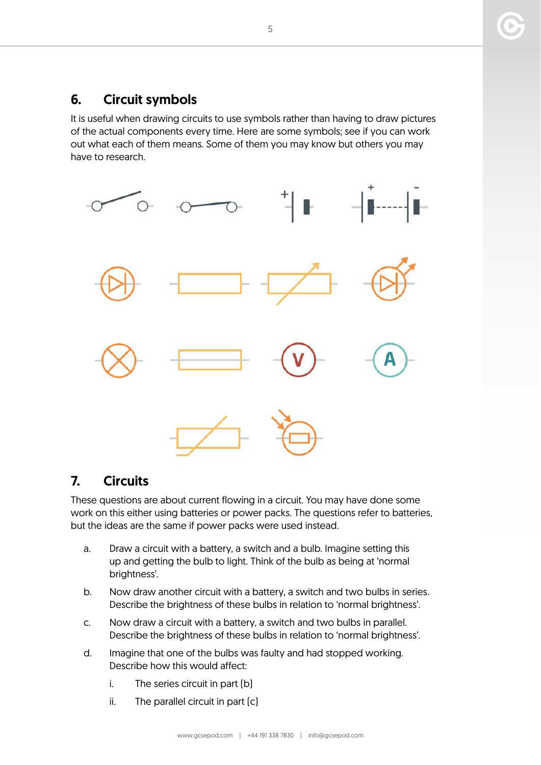## 6. Circuit symbols

It is useful when drawing circuits to use symbols rather than having to draw pictures of the actual components every time. Here are some symbols; see if you can work out what each of them means. Some of them you may know but others you may have to research.

## 7. Circuits

These questions are about current flowing in a circuit. You may have done some work on this either using batteries or power packs. The questions refer to batteries, but the ideas are the same if power packs were used instead.

a. Draw a circuit with a battery, a switch and a bulb. Imagine setting this up and getting the bulb to light. Think of the bulb as being at 'normal brightness'.

b. Now draw another circuit with a battery, a switch and two bulbs in series. Describe the brightness of these bulbs in relation to 'normal brightness'.

c. Now draw a circuit with a battery, a switch and two bulbs in parallel. Describe the brightness of these bulbs in relation to 'normal brightness'.

d. Imagine that one of the bulbs was faulty and had stopped working. Describe how this would affect:

   i. The series circuit in part (b)

   ii. The parallel circuit in part (c)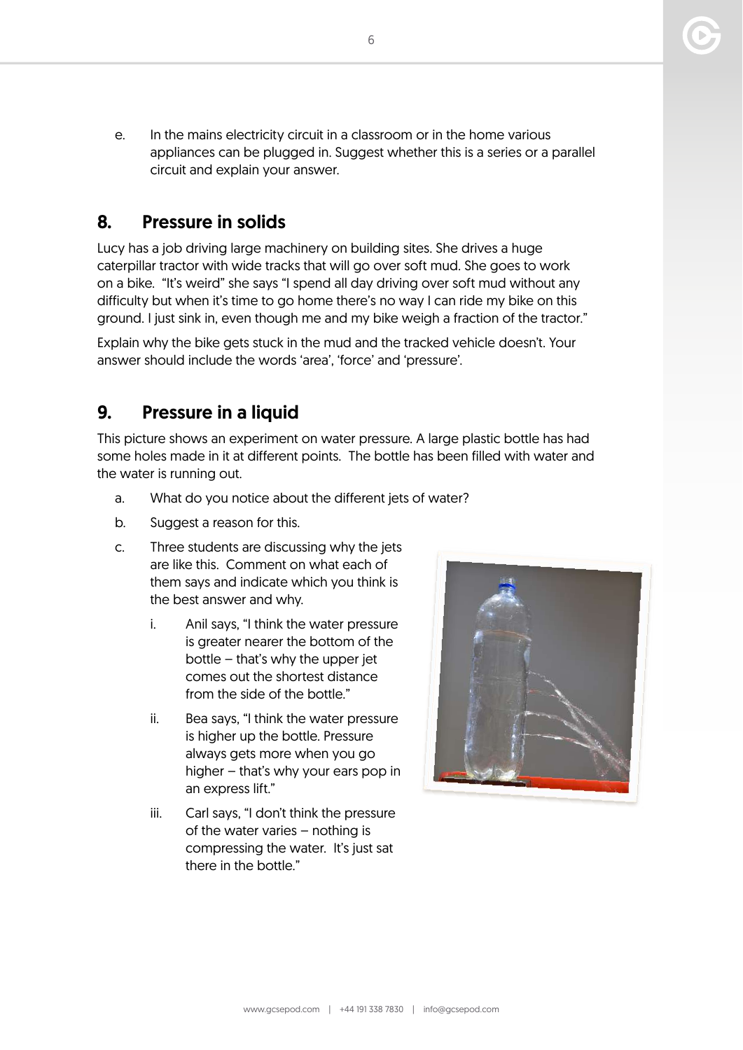e. In the mains electricity circuit in a classroom or in the home various appliances can be plugged in. Suggest whether this is a series or a parallel circuit and explain your answer.

## 8. Pressure in solids

Lucy has a job driving large machinery on building sites. She drives a huge caterpillar tractor with wide tracks that will go over soft mud. She goes to work on a bike. "It's weird" she says "I spend all day driving over soft mud without any difficulty but when it's time to go home there's no way I can ride my bike on this ground. I just sink in, even though me and my bike weigh a fraction of the tractor."

Explain why the bike gets stuck in the mud and the tracked vehicle doesn't. Your answer should include the words 'area', 'force' and 'pressure'.

## 9. Pressure in a liquid

This picture shows an experiment on water pressure. A large plastic bottle has had some holes made in it at different points. The bottle has been filled with water and the water is running out.

a. What do you notice about the different jets of water?

b. Suggest a reason for this.

c. Three students are discussing why the jets are like this. Comment on what each of them says and indicate which you think is the best answer and why.

   i. Anil says, "I think the water pressure is greater nearer the bottom of the bottle – that's why the upper jet comes out the shortest distance from the side of the bottle."

   ii. Bea says, "I think the water pressure is higher up the bottle. Pressure always gets more when you go higher – that's why your ears pop in an express lift."

   iii. Carl says, "I don't think the pressure of the water varies – nothing is compressing the water. It's just sat there in the bottle."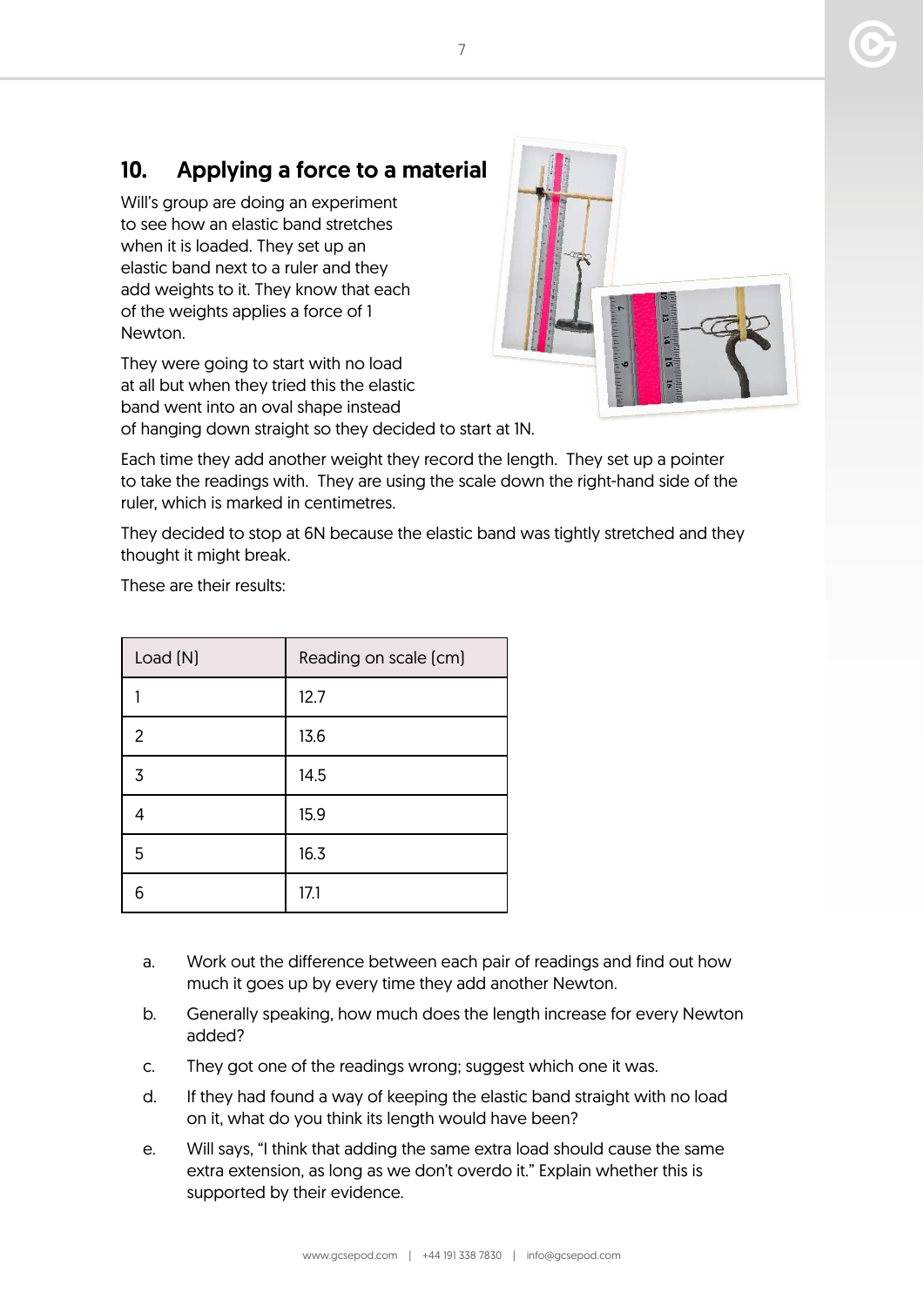## 10. Applying a force to a material

Will's group are doing an experiment to see how an elastic band stretches when it is loaded. They set up an elastic band next to a ruler and they add weights to it. They know that each of the weights applies a force of 1 Newton.

They were going to start with no load at all but when they tried this the elastic band went into an oval shape instead of hanging down straight so they decided to start at 1N.

Each time they add another weight they record the length. They set up a pointer to take the readings with. They are using the scale down the right-hand side of the ruler, which is marked in centimetres.

They decided to stop at 6N because the elastic band was tightly stretched and they thought it might break.

These are their results:

| Load (N) | Reading on scale (cm) |
|---|---|
| 1 | 12.7 |
| 2 | 13.6 |
| 3 | 14.5 |
| 4 | 15.9 |
| 5 | 16.3 |
| 6 | 17.1 |

a. Work out the difference between each pair of readings and find out how much it goes up by every time they add another Newton.

b. Generally speaking, how much does the length increase for every Newton added?

c. They got one of the readings wrong; suggest which one it was.

d. If they had found a way of keeping the elastic band straight with no load on it, what do you think its length would have been?

e. Will says, "I think that adding the same extra load should cause the same extra extension, as long as we don't overdo it." Explain whether this is supported by their evidence.